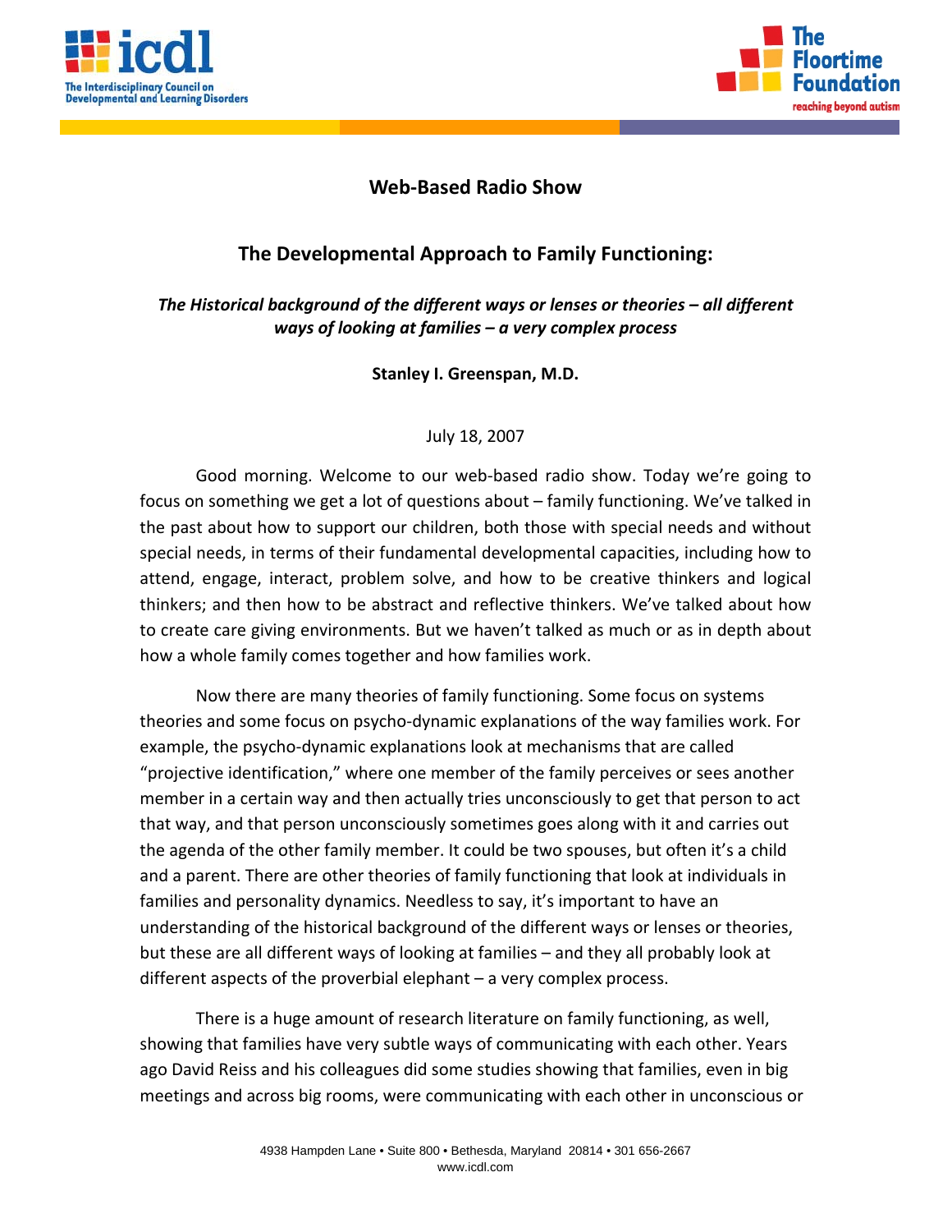## Web-Based Radio Show

## The Developmental Approach to Family Functioning:

***The Historical background of the different ways or lenses or theories – all different ways of looking at families – a very complex process***

**Stanley I. Greenspan, M.D.**

July 18, 2007

Good morning. Welcome to our web-based radio show. Today we're going to focus on something we get a lot of questions about – family functioning. We've talked in the past about how to support our children, both those with special needs and without special needs, in terms of their fundamental developmental capacities, including how to attend, engage, interact, problem solve, and how to be creative thinkers and logical thinkers; and then how to be abstract and reflective thinkers. We've talked about how to create care giving environments. But we haven't talked as much or as in depth about how a whole family comes together and how families work.

Now there are many theories of family functioning. Some focus on systems theories and some focus on psycho-dynamic explanations of the way families work. For example, the psycho-dynamic explanations look at mechanisms that are called "projective identification," where one member of the family perceives or sees another member in a certain way and then actually tries unconsciously to get that person to act that way, and that person unconsciously sometimes goes along with it and carries out the agenda of the other family member. It could be two spouses, but often it's a child and a parent. There are other theories of family functioning that look at individuals in families and personality dynamics. Needless to say, it's important to have an understanding of the historical background of the different ways or lenses or theories, but these are all different ways of looking at families – and they all probably look at different aspects of the proverbial elephant – a very complex process.

There is a huge amount of research literature on family functioning, as well, showing that families have very subtle ways of communicating with each other. Years ago David Reiss and his colleagues did some studies showing that families, even in big meetings and across big rooms, were communicating with each other in unconscious or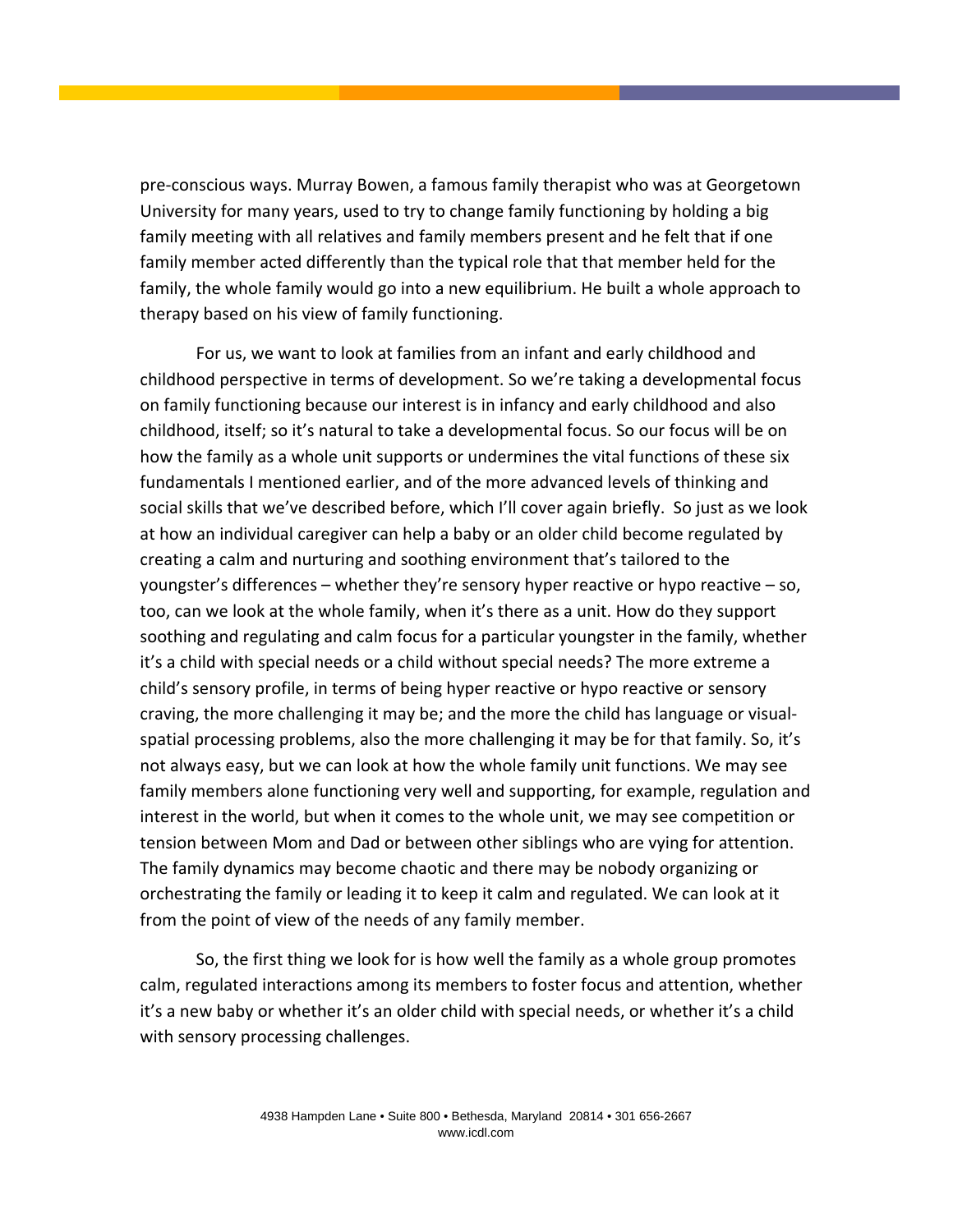pre-conscious ways. Murray Bowen, a famous family therapist who was at Georgetown University for many years, used to try to change family functioning by holding a big family meeting with all relatives and family members present and he felt that if one family member acted differently than the typical role that that member held for the family, the whole family would go into a new equilibrium. He built a whole approach to therapy based on his view of family functioning.

For us, we want to look at families from an infant and early childhood and childhood perspective in terms of development. So we're taking a developmental focus on family functioning because our interest is in infancy and early childhood and also childhood, itself; so it's natural to take a developmental focus. So our focus will be on how the family as a whole unit supports or undermines the vital functions of these six fundamentals I mentioned earlier, and of the more advanced levels of thinking and social skills that we've described before, which I'll cover again briefly. So just as we look at how an individual caregiver can help a baby or an older child become regulated by creating a calm and nurturing and soothing environment that's tailored to the youngster's differences – whether they're sensory hyper reactive or hypo reactive – so, too, can we look at the whole family, when it's there as a unit. How do they support soothing and regulating and calm focus for a particular youngster in the family, whether it's a child with special needs or a child without special needs? The more extreme a child's sensory profile, in terms of being hyper reactive or hypo reactive or sensory craving, the more challenging it may be; and the more the child has language or visual-spatial processing problems, also the more challenging it may be for that family. So, it's not always easy, but we can look at how the whole family unit functions. We may see family members alone functioning very well and supporting, for example, regulation and interest in the world, but when it comes to the whole unit, we may see competition or tension between Mom and Dad or between other siblings who are vying for attention. The family dynamics may become chaotic and there may be nobody organizing or orchestrating the family or leading it to keep it calm and regulated. We can look at it from the point of view of the needs of any family member.

So, the first thing we look for is how well the family as a whole group promotes calm, regulated interactions among its members to foster focus and attention, whether it's a new baby or whether it's an older child with special needs, or whether it's a child with sensory processing challenges.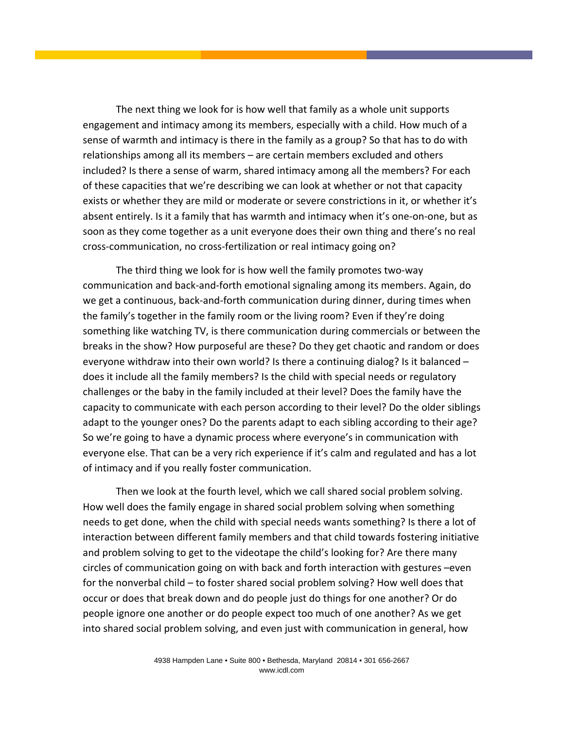The next thing we look for is how well that family as a whole unit supports engagement and intimacy among its members, especially with a child. How much of a sense of warmth and intimacy is there in the family as a group? So that has to do with relationships among all its members – are certain members excluded and others included? Is there a sense of warm, shared intimacy among all the members? For each of these capacities that we're describing we can look at whether or not that capacity exists or whether they are mild or moderate or severe constrictions in it, or whether it's absent entirely. Is it a family that has warmth and intimacy when it's one-on-one, but as soon as they come together as a unit everyone does their own thing and there's no real cross-communication, no cross-fertilization or real intimacy going on?

The third thing we look for is how well the family promotes two-way communication and back-and-forth emotional signaling among its members. Again, do we get a continuous, back-and-forth communication during dinner, during times when the family's together in the family room or the living room? Even if they're doing something like watching TV, is there communication during commercials or between the breaks in the show? How purposeful are these? Do they get chaotic and random or does everyone withdraw into their own world? Is there a continuing dialog? Is it balanced – does it include all the family members? Is the child with special needs or regulatory challenges or the baby in the family included at their level? Does the family have the capacity to communicate with each person according to their level? Do the older siblings adapt to the younger ones? Do the parents adapt to each sibling according to their age? So we're going to have a dynamic process where everyone's in communication with everyone else. That can be a very rich experience if it's calm and regulated and has a lot of intimacy and if you really foster communication.

Then we look at the fourth level, which we call shared social problem solving. How well does the family engage in shared social problem solving when something needs to get done, when the child with special needs wants something? Is there a lot of interaction between different family members and that child towards fostering initiative and problem solving to get to the videotape the child's looking for? Are there many circles of communication going on with back and forth interaction with gestures –even for the nonverbal child – to foster shared social problem solving? How well does that occur or does that break down and do people just do things for one another? Or do people ignore one another or do people expect too much of one another? As we get into shared social problem solving, and even just with communication in general, how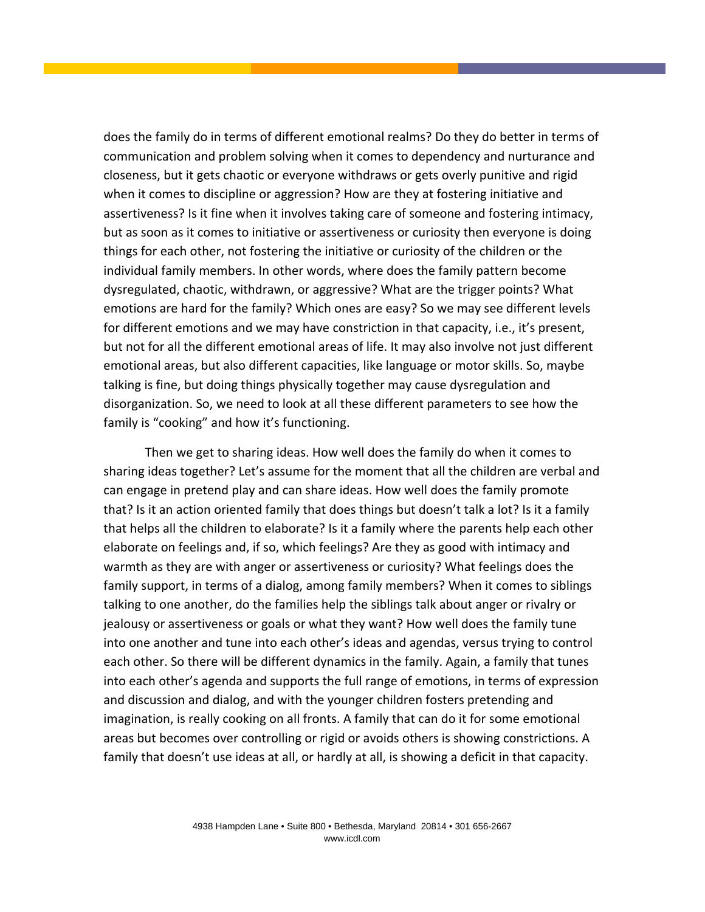does the family do in terms of different emotional realms? Do they do better in terms of communication and problem solving when it comes to dependency and nurturance and closeness, but it gets chaotic or everyone withdraws or gets overly punitive and rigid when it comes to discipline or aggression? How are they at fostering initiative and assertiveness? Is it fine when it involves taking care of someone and fostering intimacy, but as soon as it comes to initiative or assertiveness or curiosity then everyone is doing things for each other, not fostering the initiative or curiosity of the children or the individual family members. In other words, where does the family pattern become dysregulated, chaotic, withdrawn, or aggressive? What are the trigger points? What emotions are hard for the family? Which ones are easy? So we may see different levels for different emotions and we may have constriction in that capacity, i.e., it's present, but not for all the different emotional areas of life. It may also involve not just different emotional areas, but also different capacities, like language or motor skills. So, maybe talking is fine, but doing things physically together may cause dysregulation and disorganization. So, we need to look at all these different parameters to see how the family is "cooking" and how it's functioning.

Then we get to sharing ideas. How well does the family do when it comes to sharing ideas together? Let's assume for the moment that all the children are verbal and can engage in pretend play and can share ideas. How well does the family promote that? Is it an action oriented family that does things but doesn't talk a lot? Is it a family that helps all the children to elaborate? Is it a family where the parents help each other elaborate on feelings and, if so, which feelings? Are they as good with intimacy and warmth as they are with anger or assertiveness or curiosity? What feelings does the family support, in terms of a dialog, among family members? When it comes to siblings talking to one another, do the families help the siblings talk about anger or rivalry or jealousy or assertiveness or goals or what they want? How well does the family tune into one another and tune into each other's ideas and agendas, versus trying to control each other. So there will be different dynamics in the family. Again, a family that tunes into each other's agenda and supports the full range of emotions, in terms of expression and discussion and dialog, and with the younger children fosters pretending and imagination, is really cooking on all fronts. A family that can do it for some emotional areas but becomes over controlling or rigid or avoids others is showing constrictions. A family that doesn't use ideas at all, or hardly at all, is showing a deficit in that capacity.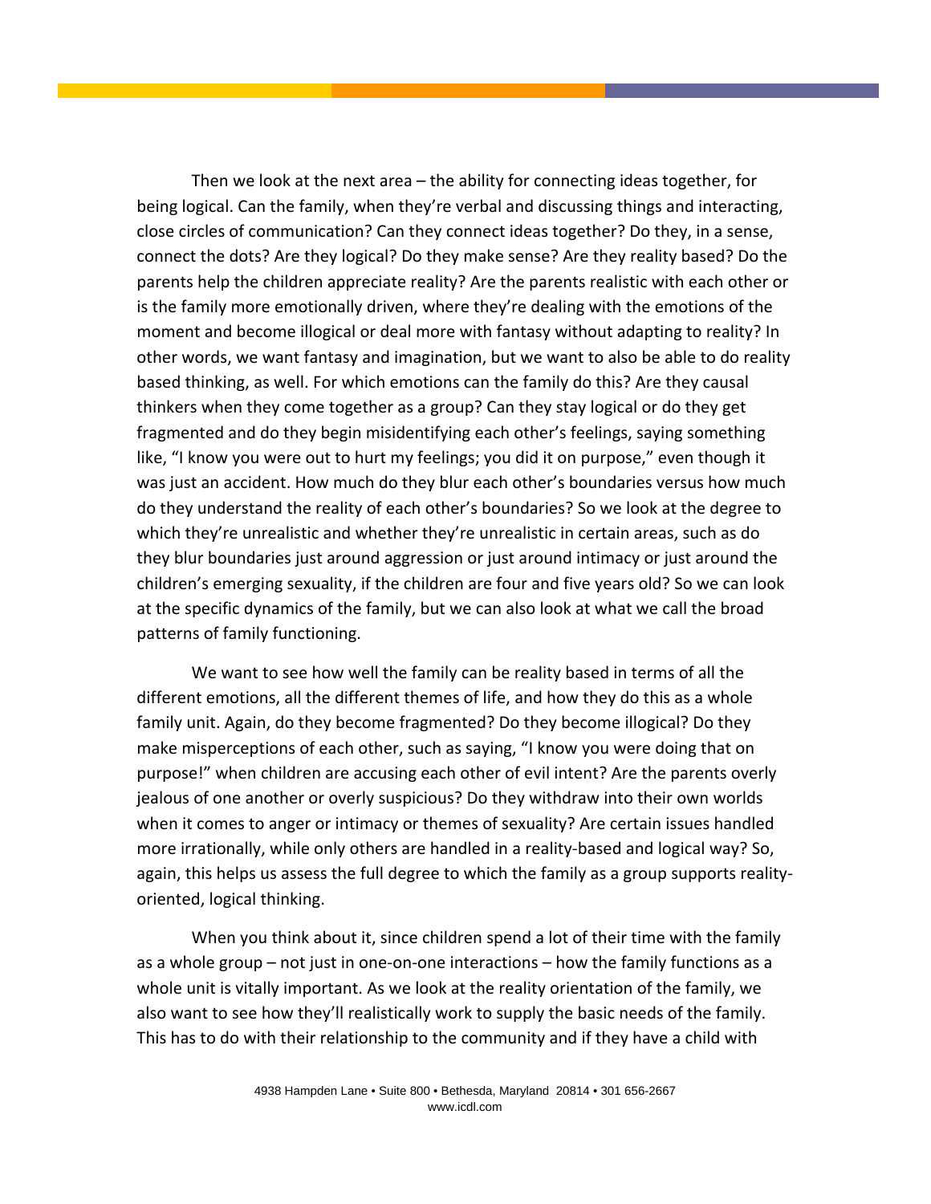Then we look at the next area – the ability for connecting ideas together, for being logical. Can the family, when they're verbal and discussing things and interacting, close circles of communication? Can they connect ideas together? Do they, in a sense, connect the dots? Are they logical? Do they make sense? Are they reality based? Do the parents help the children appreciate reality? Are the parents realistic with each other or is the family more emotionally driven, where they're dealing with the emotions of the moment and become illogical or deal more with fantasy without adapting to reality? In other words, we want fantasy and imagination, but we want to also be able to do reality based thinking, as well. For which emotions can the family do this? Are they causal thinkers when they come together as a group? Can they stay logical or do they get fragmented and do they begin misidentifying each other's feelings, saying something like, "I know you were out to hurt my feelings; you did it on purpose," even though it was just an accident. How much do they blur each other's boundaries versus how much do they understand the reality of each other's boundaries? So we look at the degree to which they're unrealistic and whether they're unrealistic in certain areas, such as do they blur boundaries just around aggression or just around intimacy or just around the children's emerging sexuality, if the children are four and five years old? So we can look at the specific dynamics of the family, but we can also look at what we call the broad patterns of family functioning.

We want to see how well the family can be reality based in terms of all the different emotions, all the different themes of life, and how they do this as a whole family unit. Again, do they become fragmented? Do they become illogical? Do they make misperceptions of each other, such as saying, "I know you were doing that on purpose!" when children are accusing each other of evil intent? Are the parents overly jealous of one another or overly suspicious? Do they withdraw into their own worlds when it comes to anger or intimacy or themes of sexuality? Are certain issues handled more irrationally, while only others are handled in a reality-based and logical way? So, again, this helps us assess the full degree to which the family as a group supports reality-oriented, logical thinking.

When you think about it, since children spend a lot of their time with the family as a whole group – not just in one-on-one interactions – how the family functions as a whole unit is vitally important. As we look at the reality orientation of the family, we also want to see how they'll realistically work to supply the basic needs of the family. This has to do with their relationship to the community and if they have a child with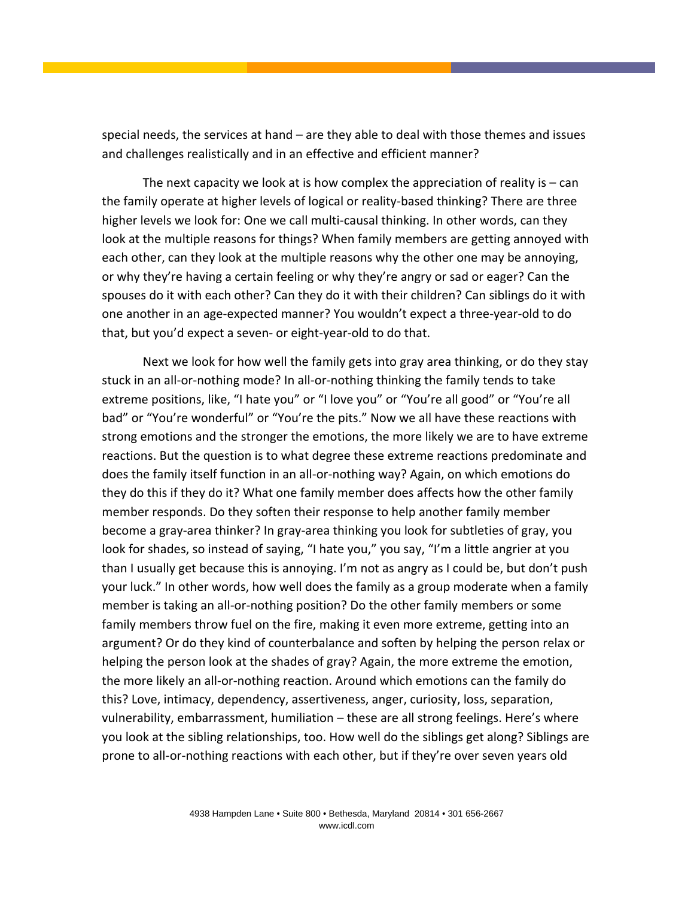special needs, the services at hand – are they able to deal with those themes and issues and challenges realistically and in an effective and efficient manner?

The next capacity we look at is how complex the appreciation of reality is – can the family operate at higher levels of logical or reality-based thinking? There are three higher levels we look for: One we call multi-causal thinking. In other words, can they look at the multiple reasons for things? When family members are getting annoyed with each other, can they look at the multiple reasons why the other one may be annoying, or why they're having a certain feeling or why they're angry or sad or eager? Can the spouses do it with each other? Can they do it with their children? Can siblings do it with one another in an age-expected manner? You wouldn't expect a three-year-old to do that, but you'd expect a seven- or eight-year-old to do that.

Next we look for how well the family gets into gray area thinking, or do they stay stuck in an all-or-nothing mode? In all-or-nothing thinking the family tends to take extreme positions, like, "I hate you" or "I love you" or "You're all good" or "You're all bad" or "You're wonderful" or "You're the pits." Now we all have these reactions with strong emotions and the stronger the emotions, the more likely we are to have extreme reactions. But the question is to what degree these extreme reactions predominate and does the family itself function in an all-or-nothing way? Again, on which emotions do they do this if they do it? What one family member does affects how the other family member responds. Do they soften their response to help another family member become a gray-area thinker? In gray-area thinking you look for subtleties of gray, you look for shades, so instead of saying, "I hate you," you say, "I'm a little angrier at you than I usually get because this is annoying. I'm not as angry as I could be, but don't push your luck." In other words, how well does the family as a group moderate when a family member is taking an all-or-nothing position? Do the other family members or some family members throw fuel on the fire, making it even more extreme, getting into an argument? Or do they kind of counterbalance and soften by helping the person relax or helping the person look at the shades of gray? Again, the more extreme the emotion, the more likely an all-or-nothing reaction. Around which emotions can the family do this? Love, intimacy, dependency, assertiveness, anger, curiosity, loss, separation, vulnerability, embarrassment, humiliation – these are all strong feelings. Here's where you look at the sibling relationships, too. How well do the siblings get along? Siblings are prone to all-or-nothing reactions with each other, but if they're over seven years old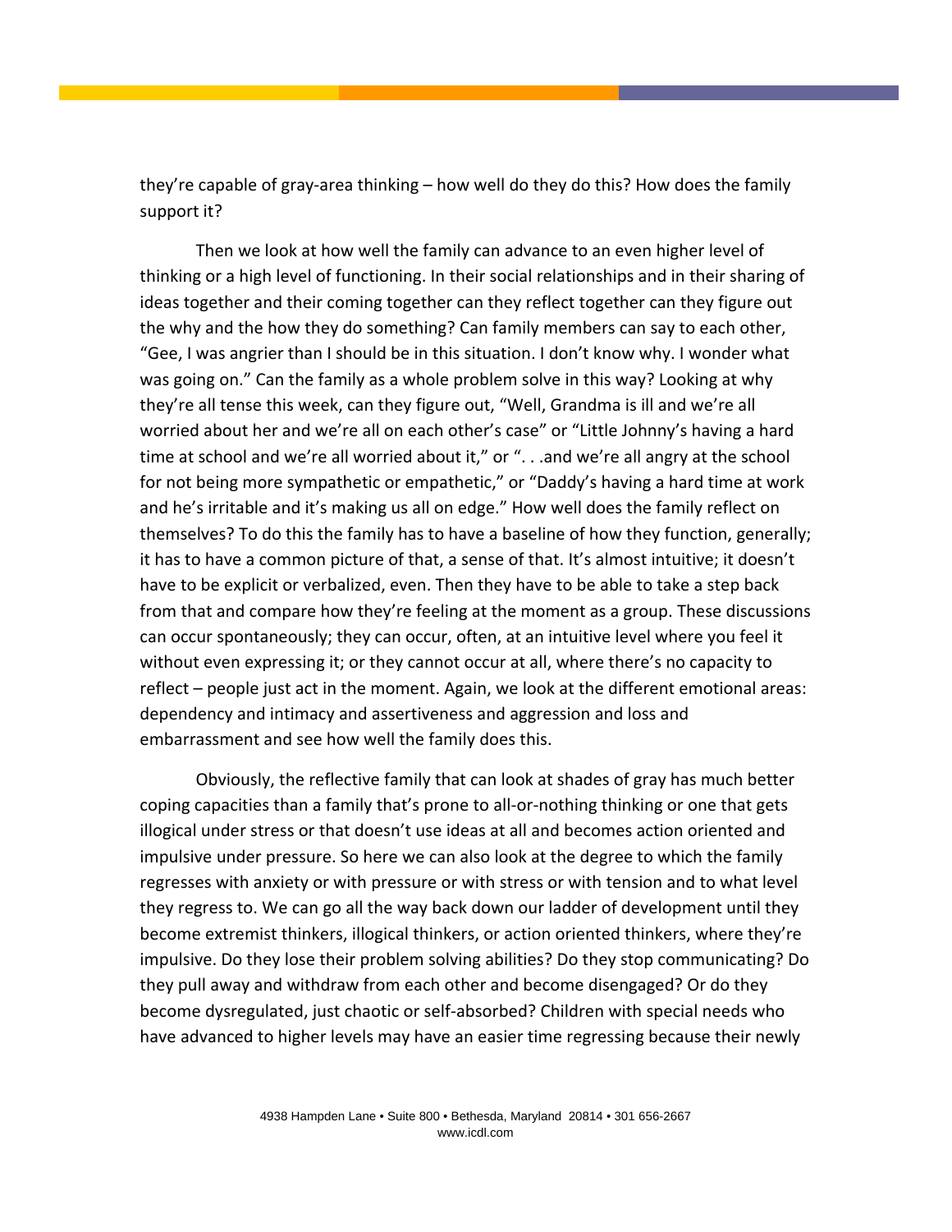they're capable of gray-area thinking – how well do they do this? How does the family support it?

Then we look at how well the family can advance to an even higher level of thinking or a high level of functioning. In their social relationships and in their sharing of ideas together and their coming together can they reflect together can they figure out the why and the how they do something? Can family members can say to each other, "Gee, I was angrier than I should be in this situation. I don't know why. I wonder what was going on." Can the family as a whole problem solve in this way? Looking at why they're all tense this week, can they figure out, "Well, Grandma is ill and we're all worried about her and we're all on each other's case" or "Little Johnny's having a hard time at school and we're all worried about it," or ". . .and we're all angry at the school for not being more sympathetic or empathetic," or "Daddy's having a hard time at work and he's irritable and it's making us all on edge." How well does the family reflect on themselves? To do this the family has to have a baseline of how they function, generally; it has to have a common picture of that, a sense of that. It's almost intuitive; it doesn't have to be explicit or verbalized, even. Then they have to be able to take a step back from that and compare how they're feeling at the moment as a group. These discussions can occur spontaneously; they can occur, often, at an intuitive level where you feel it without even expressing it; or they cannot occur at all, where there's no capacity to reflect – people just act in the moment. Again, we look at the different emotional areas: dependency and intimacy and assertiveness and aggression and loss and embarrassment and see how well the family does this.

Obviously, the reflective family that can look at shades of gray has much better coping capacities than a family that's prone to all-or-nothing thinking or one that gets illogical under stress or that doesn't use ideas at all and becomes action oriented and impulsive under pressure. So here we can also look at the degree to which the family regresses with anxiety or with pressure or with stress or with tension and to what level they regress to. We can go all the way back down our ladder of development until they become extremist thinkers, illogical thinkers, or action oriented thinkers, where they're impulsive. Do they lose their problem solving abilities? Do they stop communicating? Do they pull away and withdraw from each other and become disengaged? Or do they become dysregulated, just chaotic or self-absorbed? Children with special needs who have advanced to higher levels may have an easier time regressing because their newly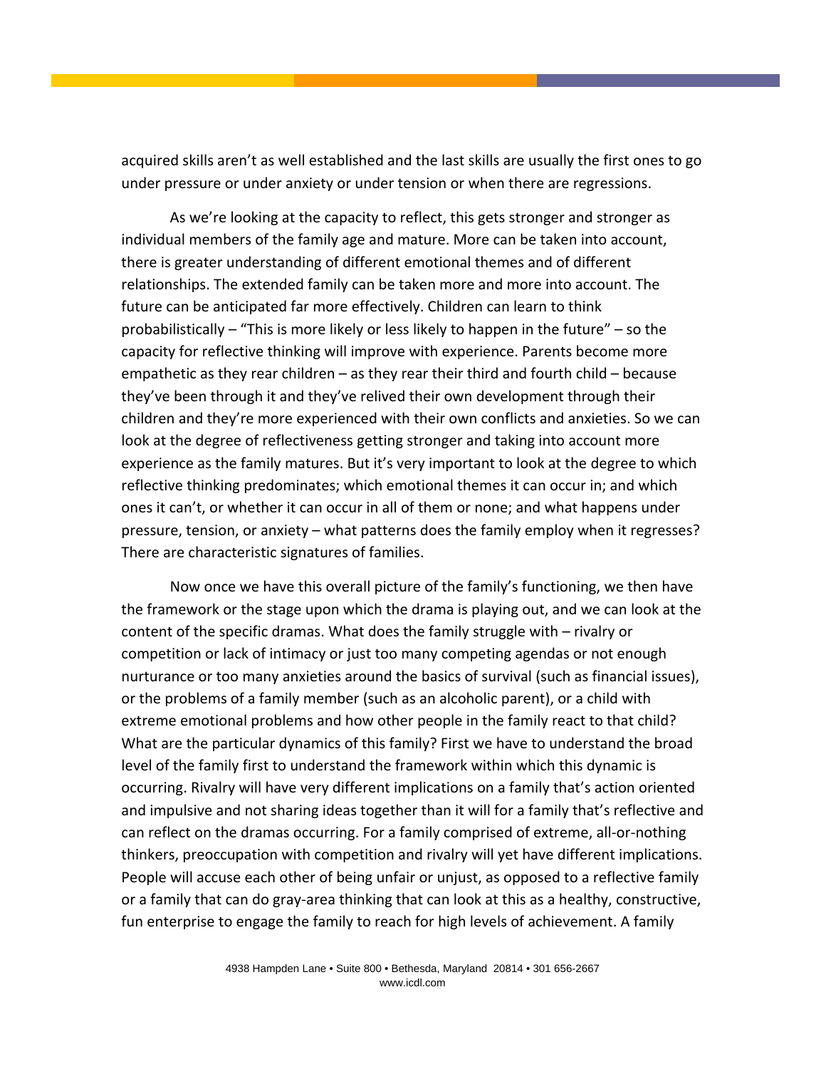acquired skills aren't as well established and the last skills are usually the first ones to go under pressure or under anxiety or under tension or when there are regressions.

As we're looking at the capacity to reflect, this gets stronger and stronger as individual members of the family age and mature. More can be taken into account, there is greater understanding of different emotional themes and of different relationships. The extended family can be taken more and more into account. The future can be anticipated far more effectively. Children can learn to think probabilistically – "This is more likely or less likely to happen in the future" – so the capacity for reflective thinking will improve with experience. Parents become more empathetic as they rear children – as they rear their third and fourth child – because they've been through it and they've relived their own development through their children and they're more experienced with their own conflicts and anxieties. So we can look at the degree of reflectiveness getting stronger and taking into account more experience as the family matures. But it's very important to look at the degree to which reflective thinking predominates; which emotional themes it can occur in; and which ones it can't, or whether it can occur in all of them or none; and what happens under pressure, tension, or anxiety – what patterns does the family employ when it regresses? There are characteristic signatures of families.

Now once we have this overall picture of the family's functioning, we then have the framework or the stage upon which the drama is playing out, and we can look at the content of the specific dramas. What does the family struggle with – rivalry or competition or lack of intimacy or just too many competing agendas or not enough nurturance or too many anxieties around the basics of survival (such as financial issues), or the problems of a family member (such as an alcoholic parent), or a child with extreme emotional problems and how other people in the family react to that child? What are the particular dynamics of this family? First we have to understand the broad level of the family first to understand the framework within which this dynamic is occurring. Rivalry will have very different implications on a family that's action oriented and impulsive and not sharing ideas together than it will for a family that's reflective and can reflect on the dramas occurring. For a family comprised of extreme, all-or-nothing thinkers, preoccupation with competition and rivalry will yet have different implications. People will accuse each other of being unfair or unjust, as opposed to a reflective family or a family that can do gray-area thinking that can look at this as a healthy, constructive, fun enterprise to engage the family to reach for high levels of achievement. A family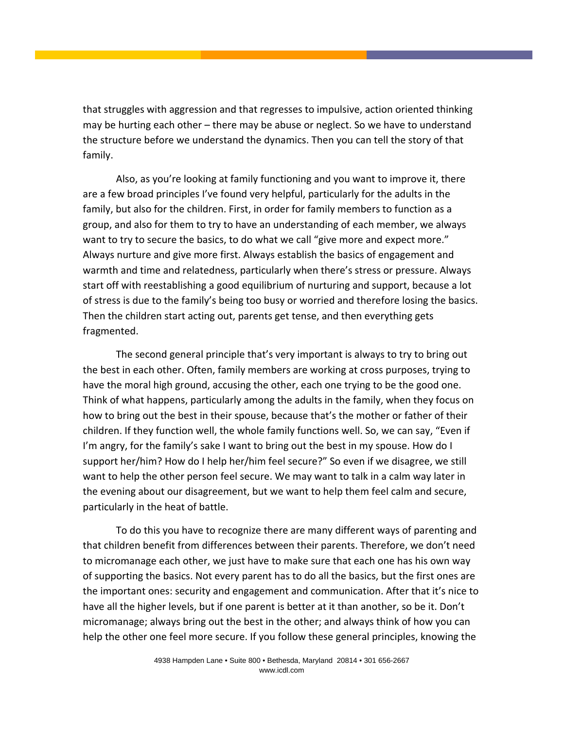that struggles with aggression and that regresses to impulsive, action oriented thinking may be hurting each other – there may be abuse or neglect. So we have to understand the structure before we understand the dynamics. Then you can tell the story of that family.

Also, as you're looking at family functioning and you want to improve it, there are a few broad principles I've found very helpful, particularly for the adults in the family, but also for the children. First, in order for family members to function as a group, and also for them to try to have an understanding of each member, we always want to try to secure the basics, to do what we call "give more and expect more." Always nurture and give more first. Always establish the basics of engagement and warmth and time and relatedness, particularly when there's stress or pressure. Always start off with reestablishing a good equilibrium of nurturing and support, because a lot of stress is due to the family's being too busy or worried and therefore losing the basics. Then the children start acting out, parents get tense, and then everything gets fragmented.

The second general principle that's very important is always to try to bring out the best in each other. Often, family members are working at cross purposes, trying to have the moral high ground, accusing the other, each one trying to be the good one. Think of what happens, particularly among the adults in the family, when they focus on how to bring out the best in their spouse, because that's the mother or father of their children. If they function well, the whole family functions well. So, we can say, "Even if I'm angry, for the family's sake I want to bring out the best in my spouse. How do I support her/him? How do I help her/him feel secure?" So even if we disagree, we still want to help the other person feel secure. We may want to talk in a calm way later in the evening about our disagreement, but we want to help them feel calm and secure, particularly in the heat of battle.

To do this you have to recognize there are many different ways of parenting and that children benefit from differences between their parents. Therefore, we don't need to micromanage each other, we just have to make sure that each one has his own way of supporting the basics. Not every parent has to do all the basics, but the first ones are the important ones: security and engagement and communication. After that it's nice to have all the higher levels, but if one parent is better at it than another, so be it. Don't micromanage; always bring out the best in the other; and always think of how you can help the other one feel more secure. If you follow these general principles, knowing the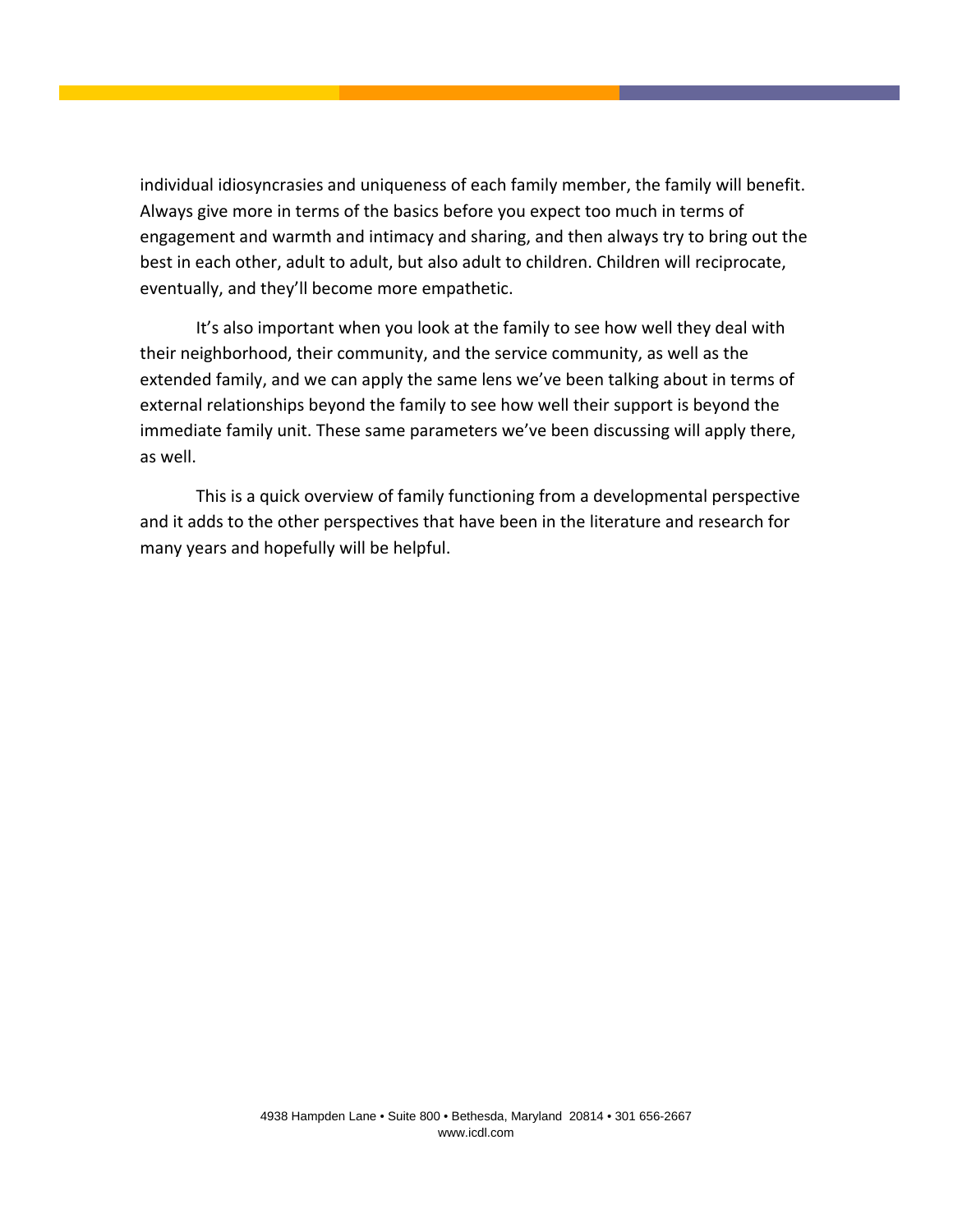individual idiosyncrasies and uniqueness of each family member, the family will benefit. Always give more in terms of the basics before you expect too much in terms of engagement and warmth and intimacy and sharing, and then always try to bring out the best in each other, adult to adult, but also adult to children. Children will reciprocate, eventually, and they'll become more empathetic.

It's also important when you look at the family to see how well they deal with their neighborhood, their community, and the service community, as well as the extended family, and we can apply the same lens we've been talking about in terms of external relationships beyond the family to see how well their support is beyond the immediate family unit. These same parameters we've been discussing will apply there, as well.

This is a quick overview of family functioning from a developmental perspective and it adds to the other perspectives that have been in the literature and research for many years and hopefully will be helpful.